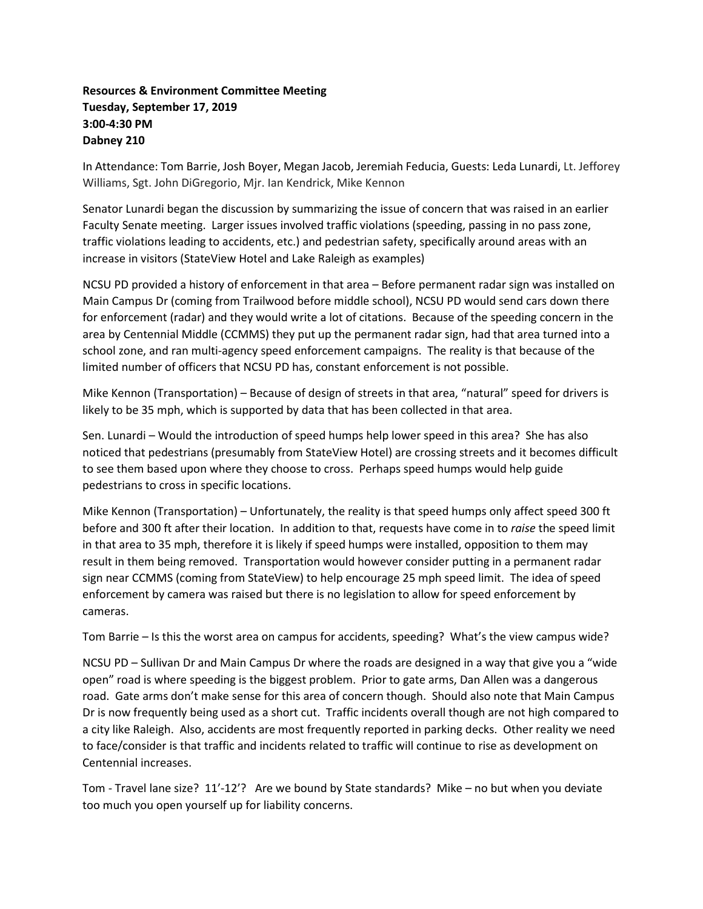**Resources & Environment Committee Meeting**
**Tuesday, September 17, 2019**
**3:00-4:30 PM**
**Dabney 210**

In Attendance: Tom Barrie, Josh Boyer, Megan Jacob, Jeremiah Feducia, Guests: Leda Lunardi, Lt. Jefforey Williams, Sgt. John DiGregorio, Mjr. Ian Kendrick, Mike Kennon

Senator Lunardi began the discussion by summarizing the issue of concern that was raised in an earlier Faculty Senate meeting. Larger issues involved traffic violations (speeding, passing in no pass zone, traffic violations leading to accidents, etc.) and pedestrian safety, specifically around areas with an increase in visitors (StateView Hotel and Lake Raleigh as examples)

NCSU PD provided a history of enforcement in that area – Before permanent radar sign was installed on Main Campus Dr (coming from Trailwood before middle school), NCSU PD would send cars down there for enforcement (radar) and they would write a lot of citations. Because of the speeding concern in the area by Centennial Middle (CCMMS) they put up the permanent radar sign, had that area turned into a school zone, and ran multi-agency speed enforcement campaigns. The reality is that because of the limited number of officers that NCSU PD has, constant enforcement is not possible.

Mike Kennon (Transportation) – Because of design of streets in that area, "natural" speed for drivers is likely to be 35 mph, which is supported by data that has been collected in that area.

Sen. Lunardi – Would the introduction of speed humps help lower speed in this area? She has also noticed that pedestrians (presumably from StateView Hotel) are crossing streets and it becomes difficult to see them based upon where they choose to cross. Perhaps speed humps would help guide pedestrians to cross in specific locations.

Mike Kennon (Transportation) – Unfortunately, the reality is that speed humps only affect speed 300 ft before and 300 ft after their location. In addition to that, requests have come in to *raise* the speed limit in that area to 35 mph, therefore it is likely if speed humps were installed, opposition to them may result in them being removed. Transportation would however consider putting in a permanent radar sign near CCMMS (coming from StateView) to help encourage 25 mph speed limit. The idea of speed enforcement by camera was raised but there is no legislation to allow for speed enforcement by cameras.

Tom Barrie – Is this the worst area on campus for accidents, speeding? What's the view campus wide?

NCSU PD – Sullivan Dr and Main Campus Dr where the roads are designed in a way that give you a "wide open" road is where speeding is the biggest problem. Prior to gate arms, Dan Allen was a dangerous road. Gate arms don't make sense for this area of concern though. Should also note that Main Campus Dr is now frequently being used as a short cut. Traffic incidents overall though are not high compared to a city like Raleigh. Also, accidents are most frequently reported in parking decks. Other reality we need to face/consider is that traffic and incidents related to traffic will continue to rise as development on Centennial increases.

Tom - Travel lane size? 11'-12'? Are we bound by State standards? Mike – no but when you deviate too much you open yourself up for liability concerns.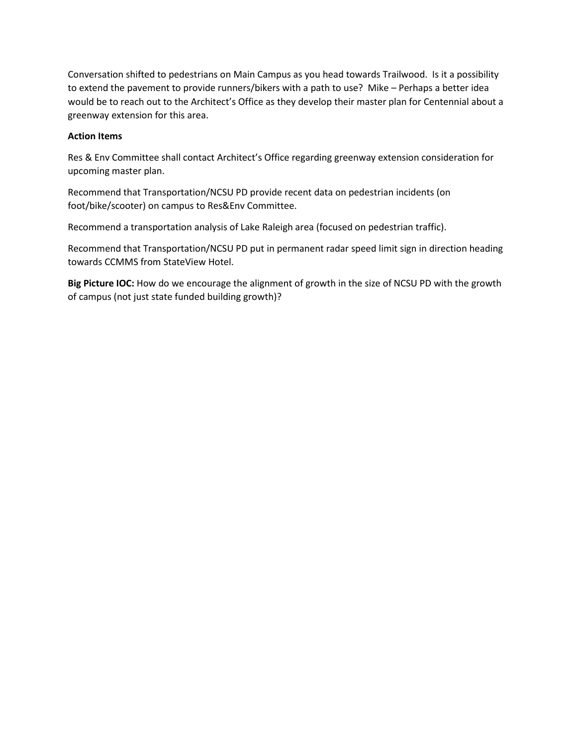Conversation shifted to pedestrians on Main Campus as you head towards Trailwood. Is it a possibility to extend the pavement to provide runners/bikers with a path to use? Mike – Perhaps a better idea would be to reach out to the Architect's Office as they develop their master plan for Centennial about a greenway extension for this area.

**Action Items**

Res & Env Committee shall contact Architect's Office regarding greenway extension consideration for upcoming master plan.

Recommend that Transportation/NCSU PD provide recent data on pedestrian incidents (on foot/bike/scooter) on campus to Res&Env Committee.

Recommend a transportation analysis of Lake Raleigh area (focused on pedestrian traffic).

Recommend that Transportation/NCSU PD put in permanent radar speed limit sign in direction heading towards CCMMS from StateView Hotel.

**Big Picture IOC:** How do we encourage the alignment of growth in the size of NCSU PD with the growth of campus (not just state funded building growth)?